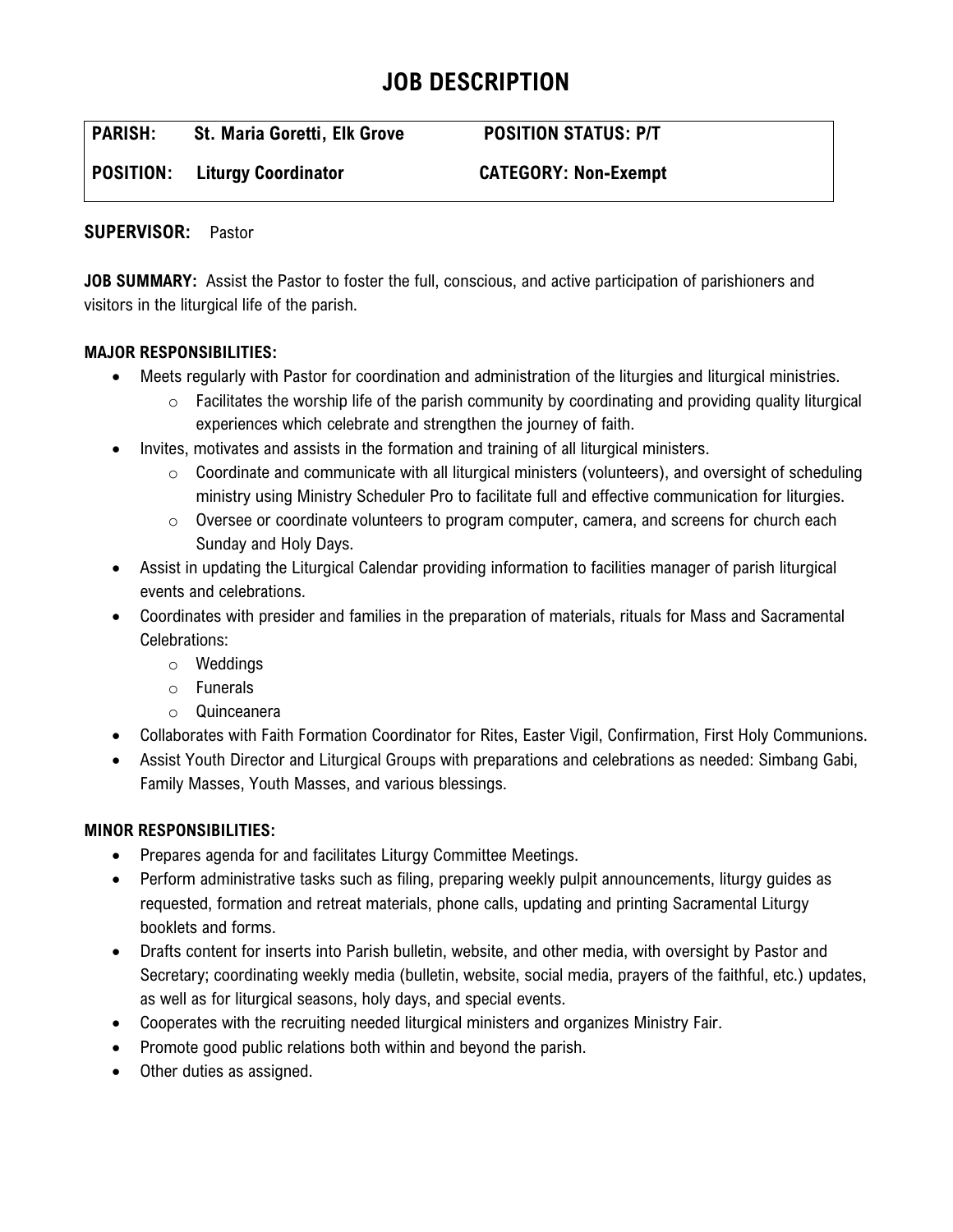# JOB DESCRIPTION

| | | |
|---|---|---|
| **PARISH:** | **St. Maria Goretti, Elk Grove** | **POSITION STATUS: P/T** |
| **POSITION:** | **Liturgy Coordinator** | **CATEGORY: Non-Exempt** |

**SUPERVISOR:** Pastor

**JOB SUMMARY:** Assist the Pastor to foster the full, conscious, and active participation of parishioners and visitors in the liturgical life of the parish.

**MAJOR RESPONSIBILITIES:**

- Meets regularly with Pastor for coordination and administration of the liturgies and liturgical ministries.
  - Facilitates the worship life of the parish community by coordinating and providing quality liturgical experiences which celebrate and strengthen the journey of faith.
- Invites, motivates and assists in the formation and training of all liturgical ministers.
  - Coordinate and communicate with all liturgical ministers (volunteers), and oversight of scheduling ministry using Ministry Scheduler Pro to facilitate full and effective communication for liturgies.
  - Oversee or coordinate volunteers to program computer, camera, and screens for church each Sunday and Holy Days.
- Assist in updating the Liturgical Calendar providing information to facilities manager of parish liturgical events and celebrations.
- Coordinates with presider and families in the preparation of materials, rituals for Mass and Sacramental Celebrations:
  - Weddings
  - Funerals
  - Quinceanera
- Collaborates with Faith Formation Coordinator for Rites, Easter Vigil, Confirmation, First Holy Communions.
- Assist Youth Director and Liturgical Groups with preparations and celebrations as needed: Simbang Gabi, Family Masses, Youth Masses, and various blessings.

**MINOR RESPONSIBILITIES:**

- Prepares agenda for and facilitates Liturgy Committee Meetings.
- Perform administrative tasks such as filing, preparing weekly pulpit announcements, liturgy guides as requested, formation and retreat materials, phone calls, updating and printing Sacramental Liturgy booklets and forms.
- Drafts content for inserts into Parish bulletin, website, and other media, with oversight by Pastor and Secretary; coordinating weekly media (bulletin, website, social media, prayers of the faithful, etc.) updates, as well as for liturgical seasons, holy days, and special events.
- Cooperates with the recruiting needed liturgical ministers and organizes Ministry Fair.
- Promote good public relations both within and beyond the parish.
- Other duties as assigned.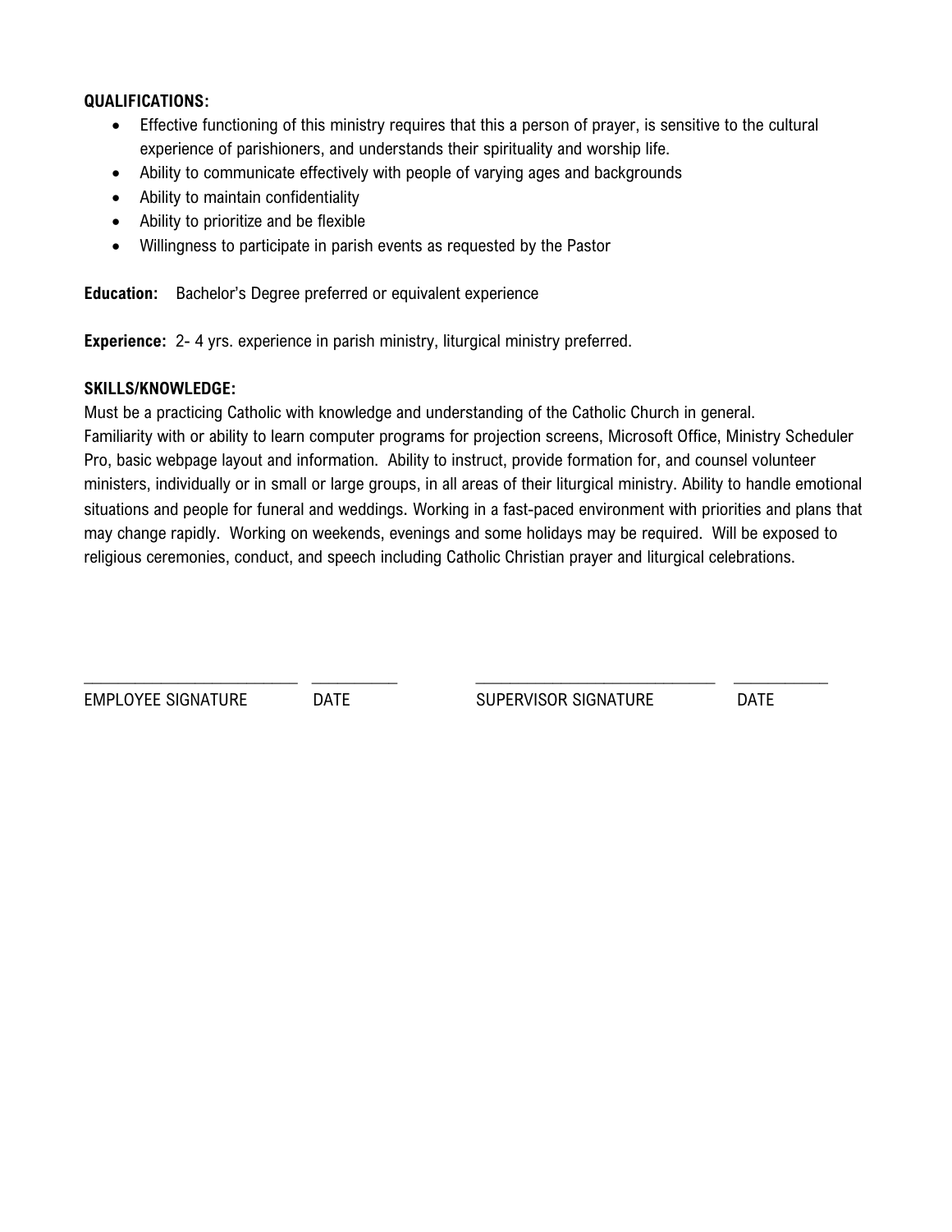**QUALIFICATIONS:**

- Effective functioning of this ministry requires that this a person of prayer, is sensitive to the cultural experience of parishioners, and understands their spirituality and worship life.
- Ability to communicate effectively with people of varying ages and backgrounds
- Ability to maintain confidentiality
- Ability to prioritize and be flexible
- Willingness to participate in parish events as requested by the Pastor

**Education:** Bachelor's Degree preferred or equivalent experience

**Experience:** 2- 4 yrs. experience in parish ministry, liturgical ministry preferred.

**SKILLS/KNOWLEDGE:**

Must be a practicing Catholic with knowledge and understanding of the Catholic Church in general. Familiarity with or ability to learn computer programs for projection screens, Microsoft Office, Ministry Scheduler Pro, basic webpage layout and information. Ability to instruct, provide formation for, and counsel volunteer ministers, individually or in small or large groups, in all areas of their liturgical ministry. Ability to handle emotional situations and people for funeral and weddings. Working in a fast-paced environment with priorities and plans that may change rapidly. Working on weekends, evenings and some holidays may be required. Will be exposed to religious ceremonies, conduct, and speech including Catholic Christian prayer and liturgical celebrations.

___________________________ ___________ ______________________________ ____________

EMPLOYEE SIGNATURE DATE SUPERVISOR SIGNATURE DATE